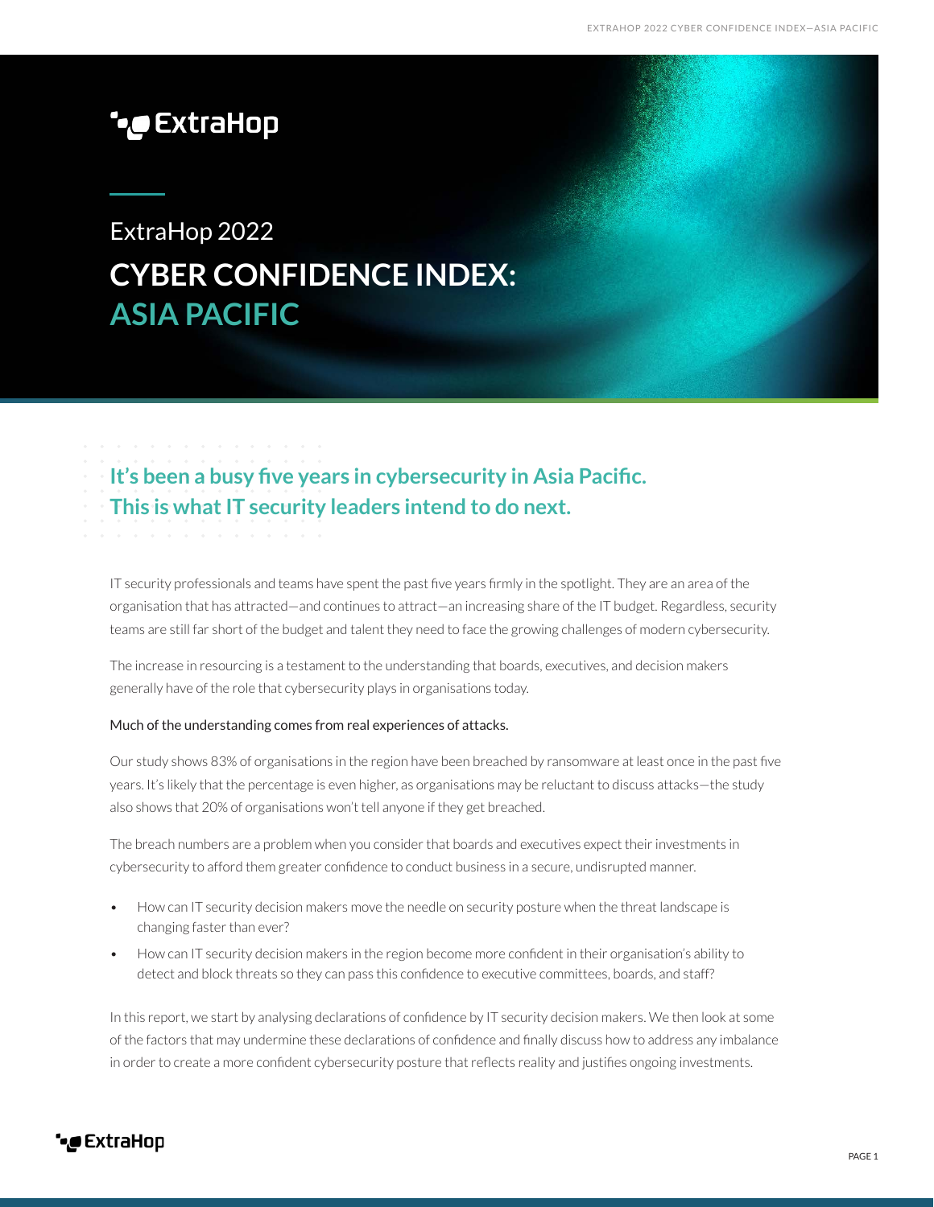# ExtraHop 2022 CYBER CONFIDENCE INDEX: ASIA PACIFIC

## It's been a busy five years in cybersecurity in Asia Pacific. This is what IT security leaders intend to do next.

IT security professionals and teams have spent the past five years firmly in the spotlight. They are an area of the organisation that has attracted—and continues to attract—an increasing share of the IT budget. Regardless, security teams are still far short of the budget and talent they need to face the growing challenges of modern cybersecurity.

The increase in resourcing is a testament to the understanding that boards, executives, and decision makers generally have of the role that cybersecurity plays in organisations today.

Much of the understanding comes from real experiences of attacks.

Our study shows 83% of organisations in the region have been breached by ransomware at least once in the past five years. It's likely that the percentage is even higher, as organisations may be reluctant to discuss attacks—the study also shows that 20% of organisations won't tell anyone if they get breached.

The breach numbers are a problem when you consider that boards and executives expect their investments in cybersecurity to afford them greater confidence to conduct business in a secure, undisrupted manner.

- How can IT security decision makers move the needle on security posture when the threat landscape is changing faster than ever?
- How can IT security decision makers in the region become more confident in their organisation's ability to detect and block threats so they can pass this confidence to executive committees, boards, and staff?

In this report, we start by analysing declarations of confidence by IT security decision makers. We then look at some of the factors that may undermine these declarations of confidence and finally discuss how to address any imbalance in order to create a more confident cybersecurity posture that reflects reality and justifies ongoing investments.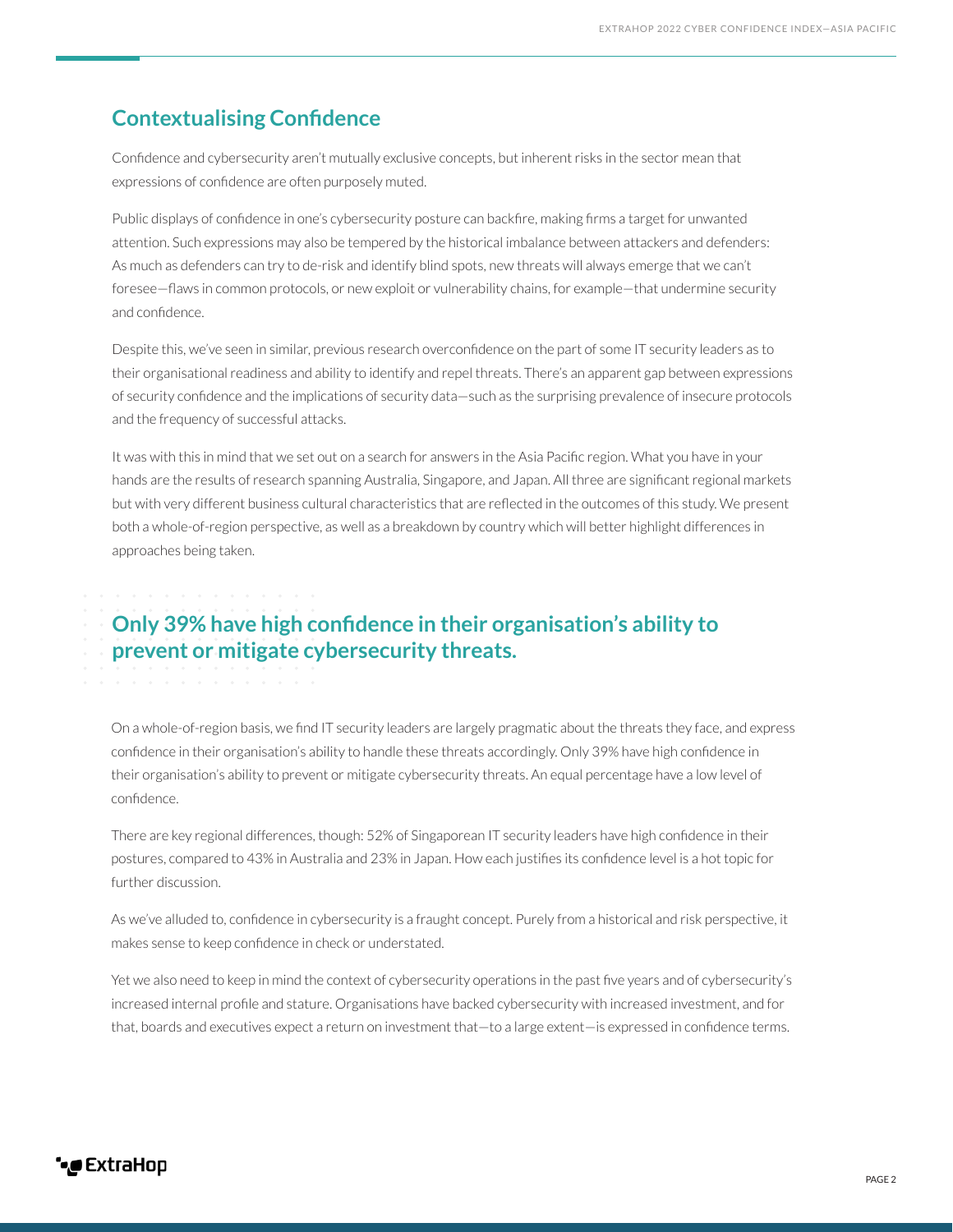## Contextualising Confidence

Confidence and cybersecurity aren't mutually exclusive concepts, but inherent risks in the sector mean that expressions of confidence are often purposely muted.

Public displays of confidence in one's cybersecurity posture can backfire, making firms a target for unwanted attention. Such expressions may also be tempered by the historical imbalance between attackers and defenders: As much as defenders can try to de-risk and identify blind spots, new threats will always emerge that we can't foresee—flaws in common protocols, or new exploit or vulnerability chains, for example—that undermine security and confidence.

Despite this, we've seen in similar, previous research overconfidence on the part of some IT security leaders as to their organisational readiness and ability to identify and repel threats. There's an apparent gap between expressions of security confidence and the implications of security data—such as the surprising prevalence of insecure protocols and the frequency of successful attacks.

It was with this in mind that we set out on a search for answers in the Asia Pacific region. What you have in your hands are the results of research spanning Australia, Singapore, and Japan. All three are significant regional markets but with very different business cultural characteristics that are reflected in the outcomes of this study. We present both a whole-of-region perspective, as well as a breakdown by country which will better highlight differences in approaches being taken.

### Only 39% have high confidence in their organisation's ability to prevent or mitigate cybersecurity threats.

On a whole-of-region basis, we find IT security leaders are largely pragmatic about the threats they face, and express confidence in their organisation's ability to handle these threats accordingly. Only 39% have high confidence in their organisation's ability to prevent or mitigate cybersecurity threats. An equal percentage have a low level of confidence.

There are key regional differences, though: 52% of Singaporean IT security leaders have high confidence in their postures, compared to 43% in Australia and 23% in Japan. How each justifies its confidence level is a hot topic for further discussion.

As we've alluded to, confidence in cybersecurity is a fraught concept. Purely from a historical and risk perspective, it makes sense to keep confidence in check or understated.

Yet we also need to keep in mind the context of cybersecurity operations in the past five years and of cybersecurity's increased internal profile and stature. Organisations have backed cybersecurity with increased investment, and for that, boards and executives expect a return on investment that—to a large extent—is expressed in confidence terms.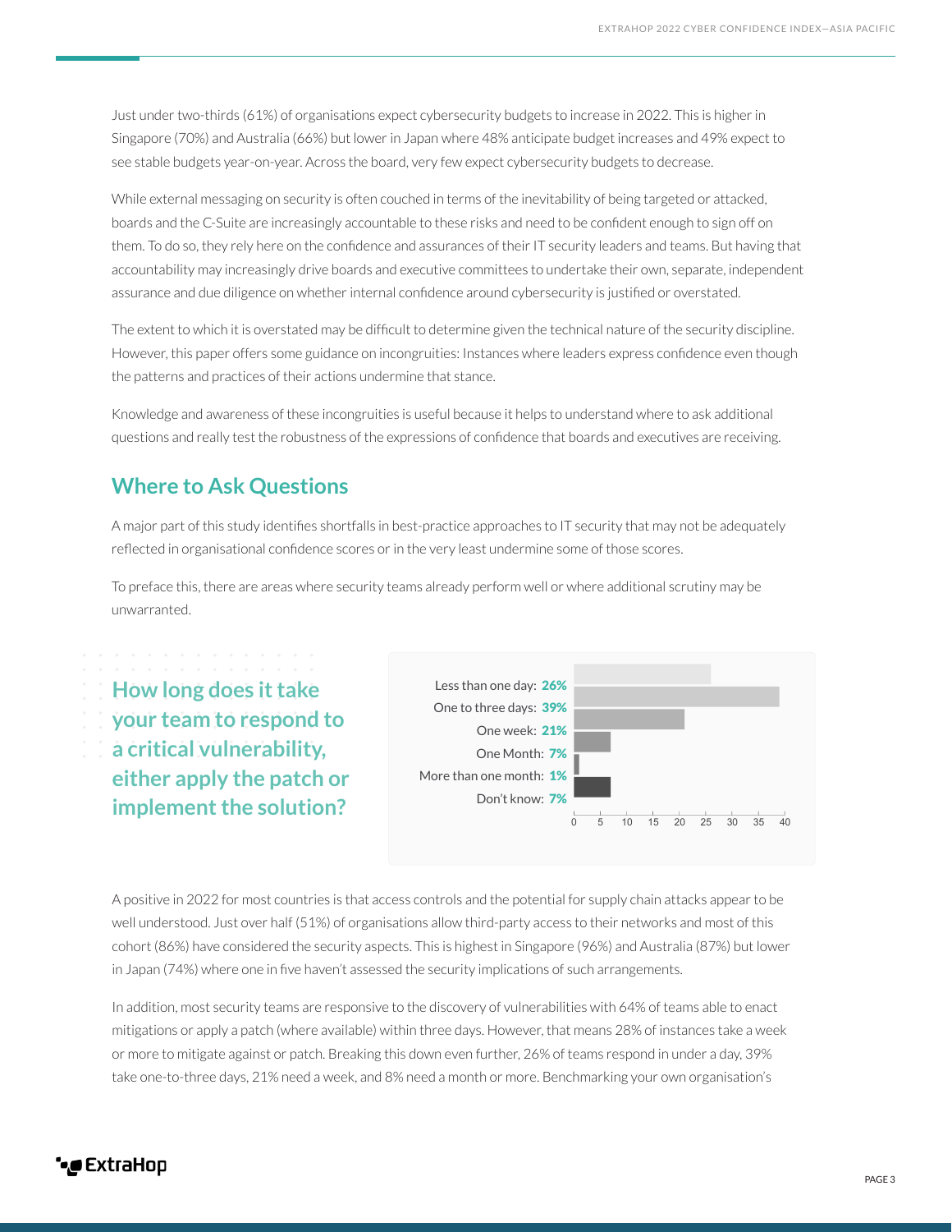Just under two-thirds (61%) of organisations expect cybersecurity budgets to increase in 2022. This is higher in Singapore (70%) and Australia (66%) but lower in Japan where 48% anticipate budget increases and 49% expect to see stable budgets year-on-year. Across the board, very few expect cybersecurity budgets to decrease.

While external messaging on security is often couched in terms of the inevitability of being targeted or attacked, boards and the C-Suite are increasingly accountable to these risks and need to be confident enough to sign off on them. To do so, they rely here on the confidence and assurances of their IT security leaders and teams. But having that accountability may increasingly drive boards and executive committees to undertake their own, separate, independent assurance and due diligence on whether internal confidence around cybersecurity is justified or overstated.

The extent to which it is overstated may be difficult to determine given the technical nature of the security discipline. However, this paper offers some guidance on incongruities: Instances where leaders express confidence even though the patterns and practices of their actions undermine that stance.

Knowledge and awareness of these incongruities is useful because it helps to understand where to ask additional questions and really test the robustness of the expressions of confidence that boards and executives are receiving.

## Where to Ask Questions

A major part of this study identifies shortfalls in best-practice approaches to IT security that may not be adequately reflected in organisational confidence scores or in the very least undermine some of those scores.

To preface this, there are areas where security teams already perform well or where additional scrutiny may be unwarranted.

### How long does it take your team to respond to a critical vulnerability, either apply the patch or implement the solution?

| Response | Percentage |
| --- | --- |
| Less than one day | 26% |
| One to three days | 39% |
| One week | 21% |
| One Month | 7% |
| More than one month | 1% |
| Don't know | 7% |

A positive in 2022 for most countries is that access controls and the potential for supply chain attacks appear to be well understood. Just over half (51%) of organisations allow third-party access to their networks and most of this cohort (86%) have considered the security aspects. This is highest in Singapore (96%) and Australia (87%) but lower in Japan (74%) where one in five haven't assessed the security implications of such arrangements.

In addition, most security teams are responsive to the discovery of vulnerabilities with 64% of teams able to enact mitigations or apply a patch (where available) within three days. However, that means 28% of instances take a week or more to mitigate against or patch. Breaking this down even further, 26% of teams respond in under a day, 39% take one-to-three days, 21% need a week, and 8% need a month or more. Benchmarking your own organisation's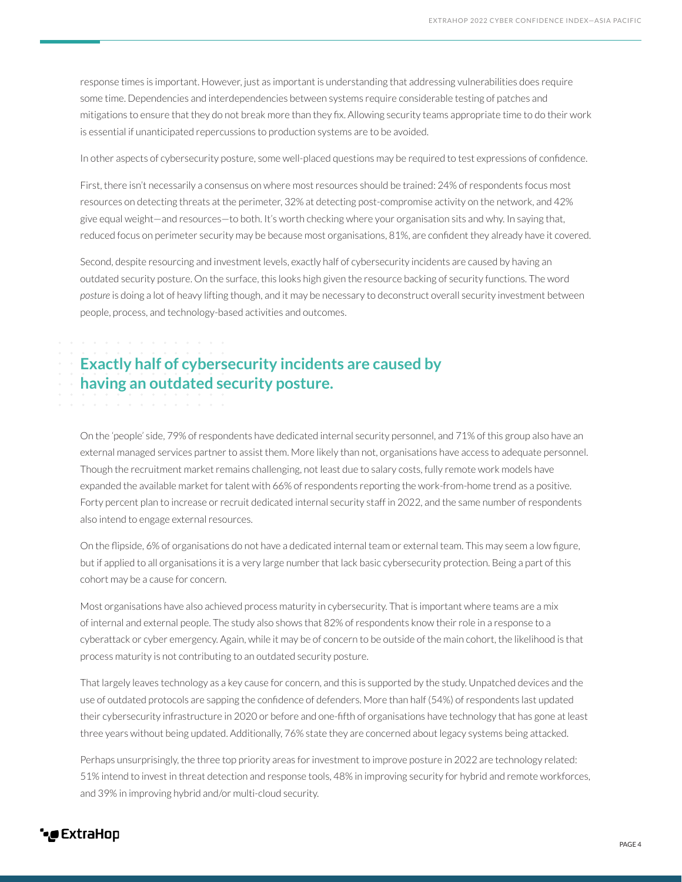response times is important. However, just as important is understanding that addressing vulnerabilities does require some time. Dependencies and interdependencies between systems require considerable testing of patches and mitigations to ensure that they do not break more than they fix. Allowing security teams appropriate time to do their work is essential if unanticipated repercussions to production systems are to be avoided.

In other aspects of cybersecurity posture, some well-placed questions may be required to test expressions of confidence.

First, there isn't necessarily a consensus on where most resources should be trained: 24% of respondents focus most resources on detecting threats at the perimeter, 32% at detecting post-compromise activity on the network, and 42% give equal weight—and resources—to both. It's worth checking where your organisation sits and why. In saying that, reduced focus on perimeter security may be because most organisations, 81%, are confident they already have it covered.

Second, despite resourcing and investment levels, exactly half of cybersecurity incidents are caused by having an outdated security posture. On the surface, this looks high given the resource backing of security functions. The word *posture* is doing a lot of heavy lifting though, and it may be necessary to deconstruct overall security investment between people, process, and technology-based activities and outcomes.

## Exactly half of cybersecurity incidents are caused by having an outdated security posture.

On the 'people' side, 79% of respondents have dedicated internal security personnel, and 71% of this group also have an external managed services partner to assist them. More likely than not, organisations have access to adequate personnel. Though the recruitment market remains challenging, not least due to salary costs, fully remote work models have expanded the available market for talent with 66% of respondents reporting the work-from-home trend as a positive. Forty percent plan to increase or recruit dedicated internal security staff in 2022, and the same number of respondents also intend to engage external resources.

On the flipside, 6% of organisations do not have a dedicated internal team or external team. This may seem a low figure, but if applied to all organisations it is a very large number that lack basic cybersecurity protection. Being a part of this cohort may be a cause for concern.

Most organisations have also achieved process maturity in cybersecurity. That is important where teams are a mix of internal and external people. The study also shows that 82% of respondents know their role in a response to a cyberattack or cyber emergency. Again, while it may be of concern to be outside of the main cohort, the likelihood is that process maturity is not contributing to an outdated security posture.

That largely leaves technology as a key cause for concern, and this is supported by the study. Unpatched devices and the use of outdated protocols are sapping the confidence of defenders. More than half (54%) of respondents last updated their cybersecurity infrastructure in 2020 or before and one-fifth of organisations have technology that has gone at least three years without being updated. Additionally, 76% state they are concerned about legacy systems being attacked.

Perhaps unsurprisingly, the three top priority areas for investment to improve posture in 2022 are technology related: 51% intend to invest in threat detection and response tools, 48% in improving security for hybrid and remote workforces, and 39% in improving hybrid and/or multi-cloud security.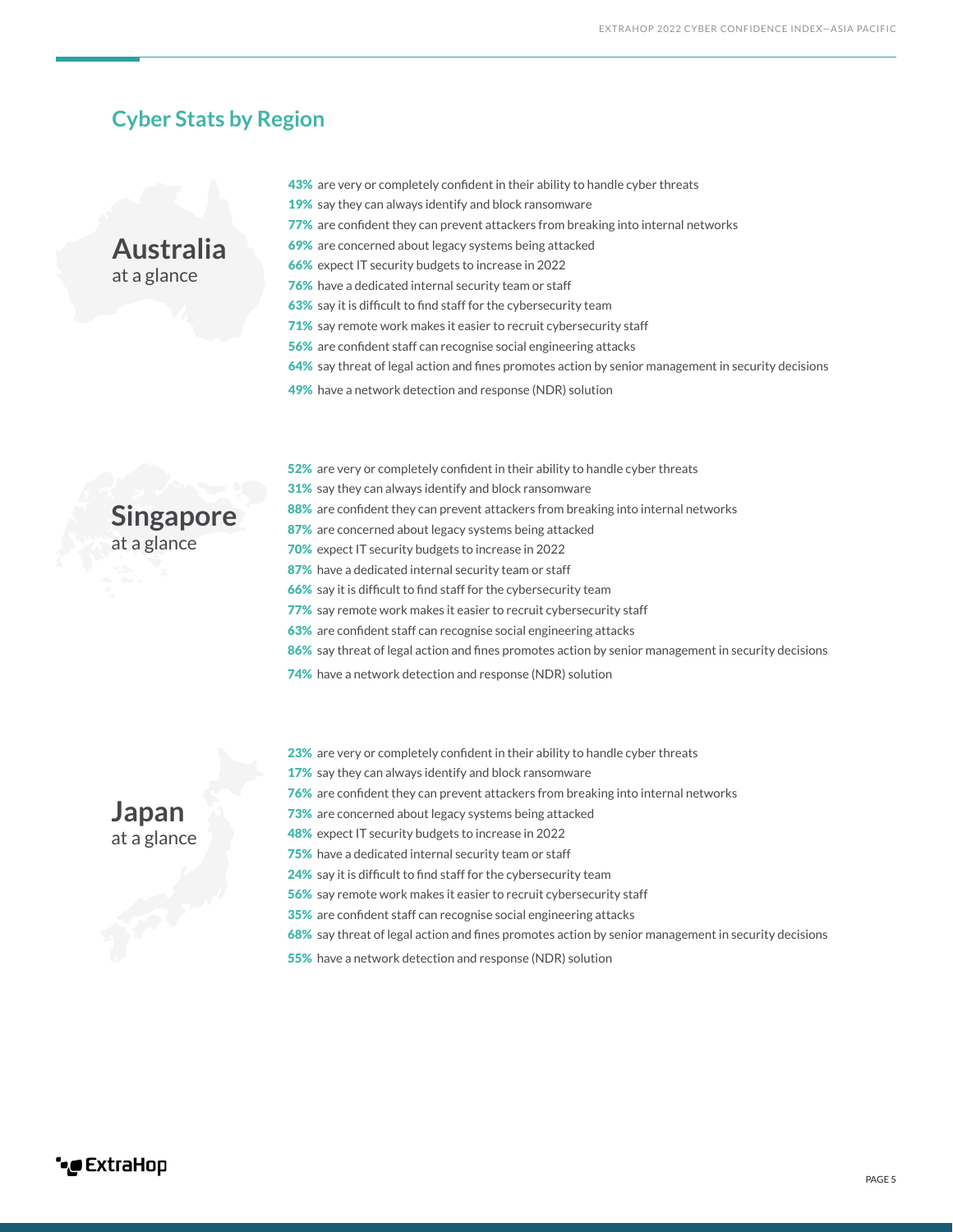## Cyber Stats by Region

### Australia
at a glance

**43%** are very or completely confident in their ability to handle cyber threats
**19%** say they can always identify and block ransomware
**77%** are confident they can prevent attackers from breaking into internal networks
**69%** are concerned about legacy systems being attacked
**66%** expect IT security budgets to increase in 2022
**76%** have a dedicated internal security team or staff
**63%** say it is difficult to find staff for the cybersecurity team
**71%** say remote work makes it easier to recruit cybersecurity staff
**56%** are confident staff can recognise social engineering attacks
**64%** say threat of legal action and fines promotes action by senior management in security decisions
**49%** have a network detection and response (NDR) solution

### Singapore
at a glance

**52%** are very or completely confident in their ability to handle cyber threats
**31%** say they can always identify and block ransomware
**88%** are confident they can prevent attackers from breaking into internal networks
**87%** are concerned about legacy systems being attacked
**70%** expect IT security budgets to increase in 2022
**87%** have a dedicated internal security team or staff
**66%** say it is difficult to find staff for the cybersecurity team
**77%** say remote work makes it easier to recruit cybersecurity staff
**63%** are confident staff can recognise social engineering attacks
**86%** say threat of legal action and fines promotes action by senior management in security decisions
**74%** have a network detection and response (NDR) solution

### Japan
at a glance

**23%** are very or completely confident in their ability to handle cyber threats
**17%** say they can always identify and block ransomware
**76%** are confident they can prevent attackers from breaking into internal networks
**73%** are concerned about legacy systems being attacked
**48%** expect IT security budgets to increase in 2022
**75%** have a dedicated internal security team or staff
**24%** say it is difficult to find staff for the cybersecurity team
**56%** say remote work makes it easier to recruit cybersecurity staff
**35%** are confident staff can recognise social engineering attacks
**68%** say threat of legal action and fines promotes action by senior management in security decisions
**55%** have a network detection and response (NDR) solution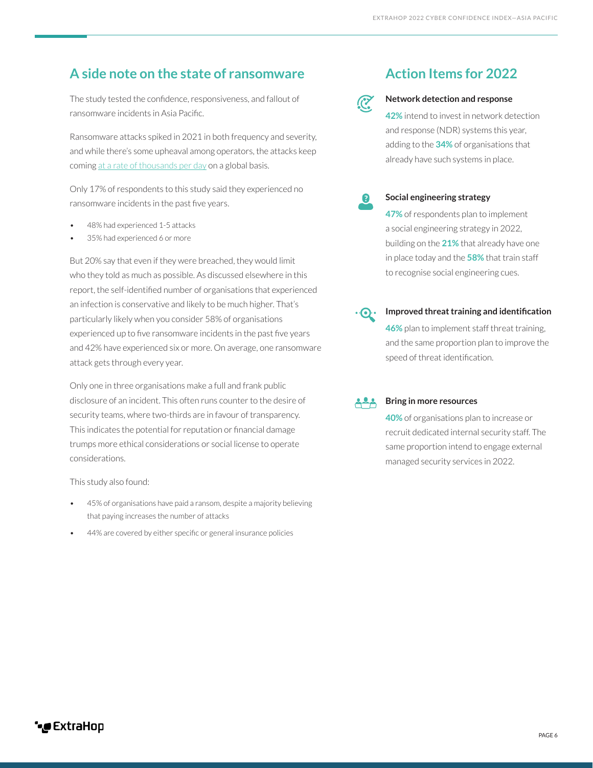## A side note on the state of ransomware

The study tested the confidence, responsiveness, and fallout of ransomware incidents in Asia Pacific.

Ransomware attacks spiked in 2021 in both frequency and severity, and while there's some upheaval among operators, the attacks keep coming at a rate of thousands per day on a global basis.

Only 17% of respondents to this study said they experienced no ransomware incidents in the past five years.

- 48% had experienced 1-5 attacks
- 35% had experienced 6 or more

But 20% say that even if they were breached, they would limit who they told as much as possible. As discussed elsewhere in this report, the self-identified number of organisations that experienced an infection is conservative and likely to be much higher. That's particularly likely when you consider 58% of organisations experienced up to five ransomware incidents in the past five years and 42% have experienced six or more. On average, one ransomware attack gets through every year.

Only one in three organisations make a full and frank public disclosure of an incident. This often runs counter to the desire of security teams, where two-thirds are in favour of transparency. This indicates the potential for reputation or financial damage trumps more ethical considerations or social license to operate considerations.

This study also found:

- 45% of organisations have paid a ransom, despite a majority believing that paying increases the number of attacks
- 44% are covered by either specific or general insurance policies

## Action Items for 2022

### Network detection and response

**42%** intend to invest in network detection and response (NDR) systems this year, adding to the **34%** of organisations that already have such systems in place.

### Social engineering strategy

**47%** of respondents plan to implement a social engineering strategy in 2022, building on the **21%** that already have one in place today and the **58%** that train staff to recognise social engineering cues.

### Improved threat training and identification

**46%** plan to implement staff threat training, and the same proportion plan to improve the speed of threat identification.

### Bring in more resources

**40%** of organisations plan to increase or recruit dedicated internal security staff. The same proportion intend to engage external managed security services in 2022.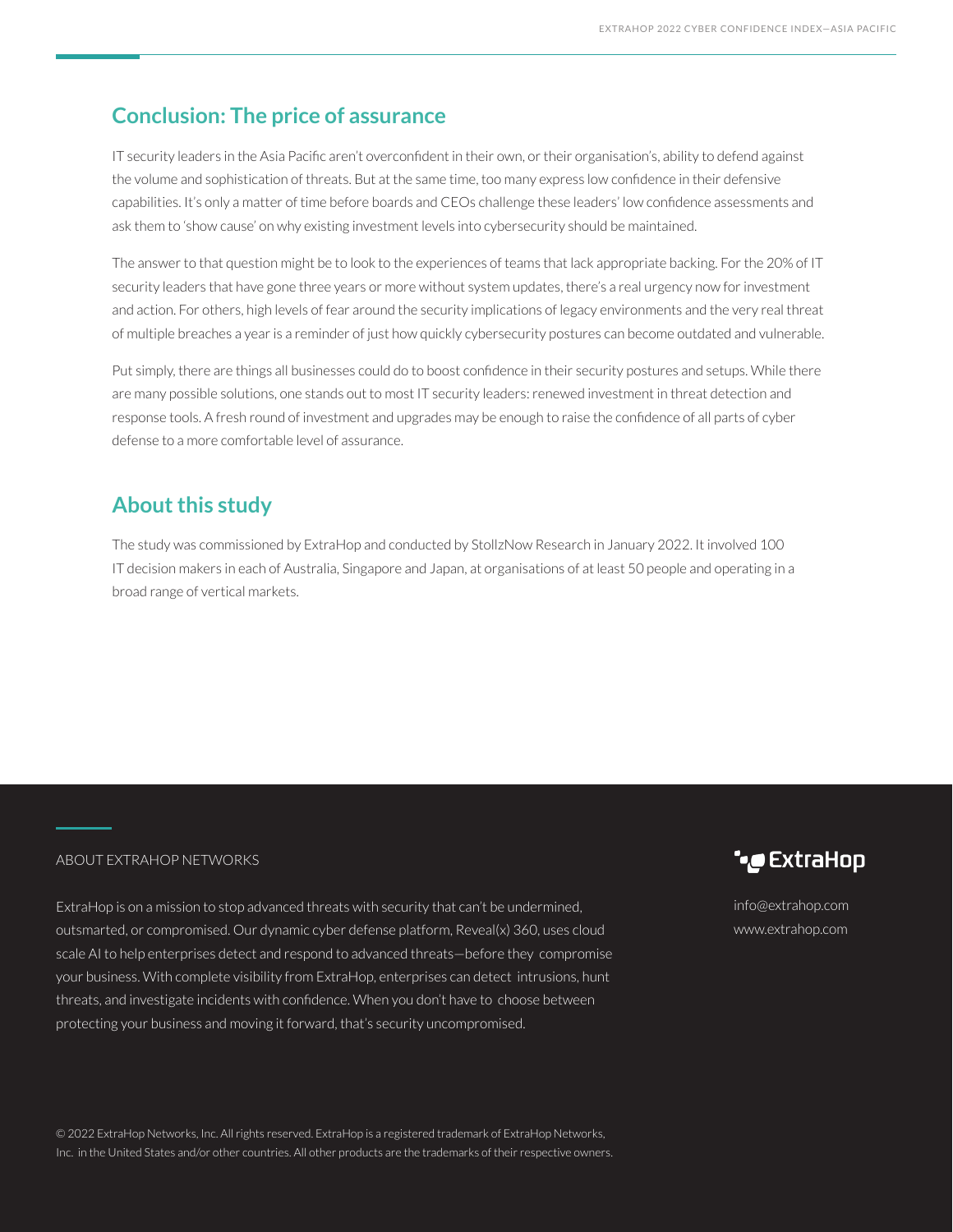## Conclusion: The price of assurance

IT security leaders in the Asia Pacific aren't overconfident in their own, or their organisation's, ability to defend against the volume and sophistication of threats. But at the same time, too many express low confidence in their defensive capabilities. It's only a matter of time before boards and CEOs challenge these leaders' low confidence assessments and ask them to 'show cause' on why existing investment levels into cybersecurity should be maintained.

The answer to that question might be to look to the experiences of teams that lack appropriate backing. For the 20% of IT security leaders that have gone three years or more without system updates, there's a real urgency now for investment and action. For others, high levels of fear around the security implications of legacy environments and the very real threat of multiple breaches a year is a reminder of just how quickly cybersecurity postures can become outdated and vulnerable.

Put simply, there are things all businesses could do to boost confidence in their security postures and setups. While there are many possible solutions, one stands out to most IT security leaders: renewed investment in threat detection and response tools. A fresh round of investment and upgrades may be enough to raise the confidence of all parts of cyber defense to a more comfortable level of assurance.

## About this study

The study was commissioned by ExtraHop and conducted by StollzNow Research in January 2022. It involved 100 IT decision makers in each of Australia, Singapore and Japan, at organisations of at least 50 people and operating in a broad range of vertical markets.

ABOUT EXTRAHOP NETWORKS

ExtraHop is on a mission to stop advanced threats with security that can't be undermined, outsmarted, or compromised. Our dynamic cyber defense platform, Reveal(x) 360, uses cloud scale AI to help enterprises detect and respond to advanced threats—before they compromise your business. With complete visibility from ExtraHop, enterprises can detect intrusions, hunt threats, and investigate incidents with confidence. When you don't have to choose between protecting your business and moving it forward, that's security uncompromised.

ExtraHop

info@extrahop.com
www.extrahop.com

© 2022 ExtraHop Networks, Inc. All rights reserved. ExtraHop is a registered trademark of ExtraHop Networks, Inc. in the United States and/or other countries. All other products are the trademarks of their respective owners.